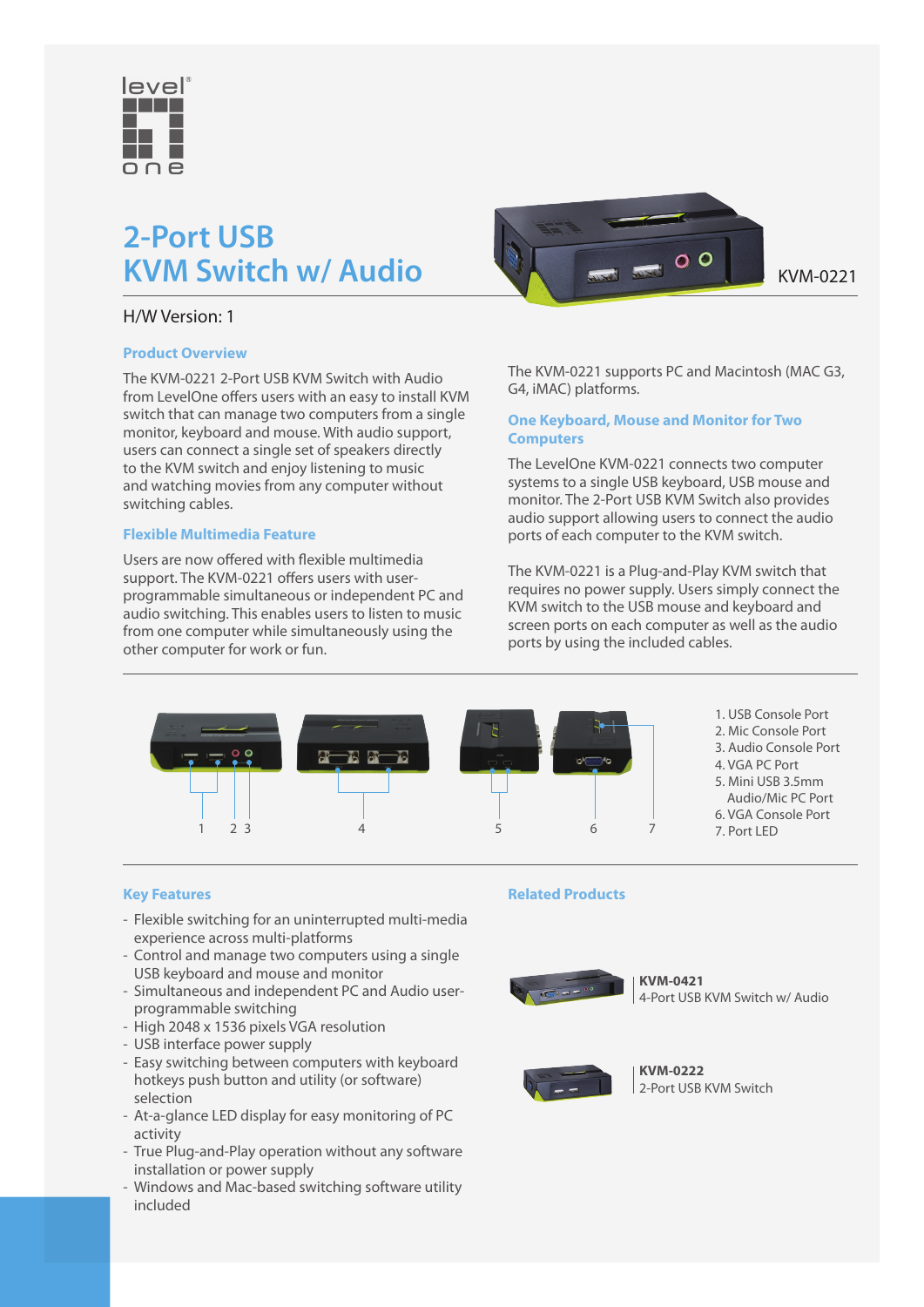# 2-Port USB KVM Switch w/ Audio

KVM-0221

H/W Version: 1

### Product Overview

The KVM-0221 2-Port USB KVM Switch with Audio from LevelOne offers users with an easy to install KVM switch that can manage two computers from a single monitor, keyboard and mouse. With audio support, users can connect a single set of speakers directly to the KVM switch and enjoy listening to music and watching movies from any computer without switching cables.

### Flexible Multimedia Feature

Users are now offered with flexible multimedia support. The KVM-0221 offers users with user-programmable simultaneous or independent PC and audio switching. This enables users to listen to music from one computer while simultaneously using the other computer for work or fun.

The KVM-0221 supports PC and Macintosh (MAC G3, G4, iMAC) platforms.

### One Keyboard, Mouse and Monitor for Two Computers

The LevelOne KVM-0221 connects two computer systems to a single USB keyboard, USB mouse and monitor. The 2-Port USB KVM Switch also provides audio support allowing users to connect the audio ports of each computer to the KVM switch.

The KVM-0221 is a Plug-and-Play KVM switch that requires no power supply. Users simply connect the KVM switch to the USB mouse and keyboard and screen ports on each computer as well as the audio ports by using the included cables.

1. USB Console Port
2. Mic Console Port
3. Audio Console Port
4. VGA PC Port
5. Mini USB 3.5mm Audio/Mic PC Port
6. VGA Console Port
7. Port LED

### Key Features

- Flexible switching for an uninterrupted multi-media experience across multi-platforms
- Control and manage two computers using a single USB keyboard and mouse and monitor
- Simultaneous and independent PC and Audio user-programmable switching
- High 2048 x 1536 pixels VGA resolution
- USB interface power supply
- Easy switching between computers with keyboard hotkeys push button and utility (or software) selection
- At-a-glance LED display for easy monitoring of PC activity
- True Plug-and-Play operation without any software installation or power supply
- Windows and Mac-based switching software utility included

### Related Products

**KVM-0421**
4-Port USB KVM Switch w/ Audio

**KVM-0222**
2-Port USB KVM Switch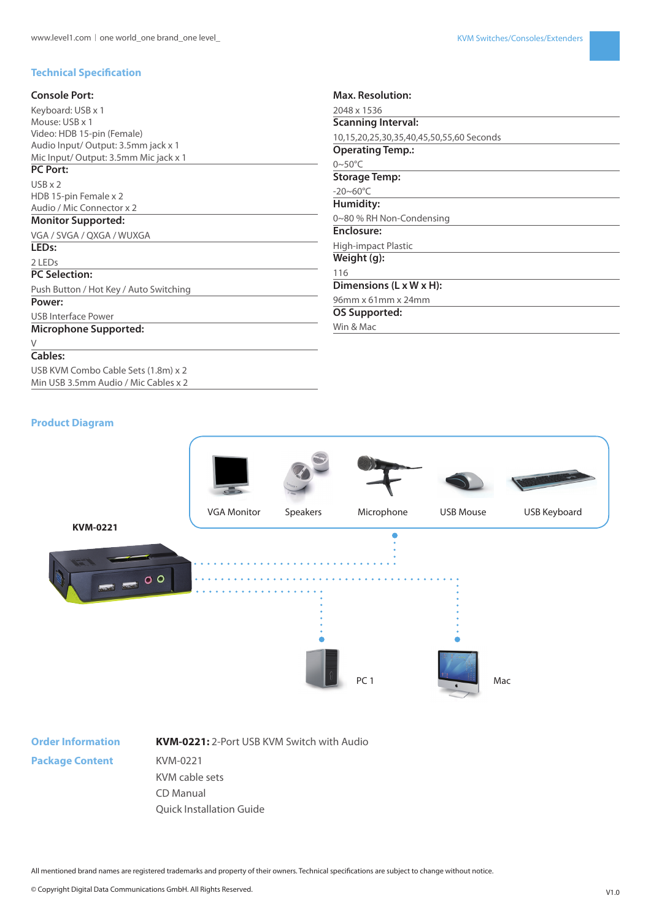## Technical Specification

**Console Port:**
Keyboard: USB x 1
Mouse: USB x 1
Video: HDB 15-pin (Female)
Audio Input/ Output: 3.5mm jack x 1
Mic Input/ Output: 3.5mm Mic jack x 1

**PC Port:**
USB x 2
HDB 15-pin Female x 2
Audio / Mic Connector x 2

**Monitor Supported:**
VGA / SVGA / QXGA / WUXGA

**LEDs:**
2 LEDs

**PC Selection:**
Push Button / Hot Key / Auto Switching

**Power:**
USB Interface Power

**Microphone Supported:**
V

**Cables:**
USB KVM Combo Cable Sets (1.8m) x 2
Min USB 3.5mm Audio / Mic Cables x 2

**Max. Resolution:**
2048 x 1536

**Scanning Interval:**
10,15,20,25,30,35,40,45,50,55,60 Seconds

**Operating Temp.:**
0~50°C

**Storage Temp:**
-20~60°C

**Humidity:**
0~80 % RH Non-Condensing

**Enclosure:**
High-impact Plastic

**Weight (g):**
116

**Dimensions (L x W x H):**
96mm x 61mm x 24mm

**OS Supported:**
Win & Mac

## Product Diagram

VGA Monitor
Speakers
Microphone
USB Mouse
USB Keyboard
KVM-0221
PC 1
Mac

## Order Information

**KVM-0221:** 2-Port USB KVM Switch with Audio

## Package Content

KVM-0221
KVM cable sets
CD Manual
Quick Installation Guide

All mentioned brand names are registered trademarks and property of their owners. Technical specifications are subject to change without notice.

© Copyright Digital Data Communications GmbH. All Rights Reserved.

V1.0